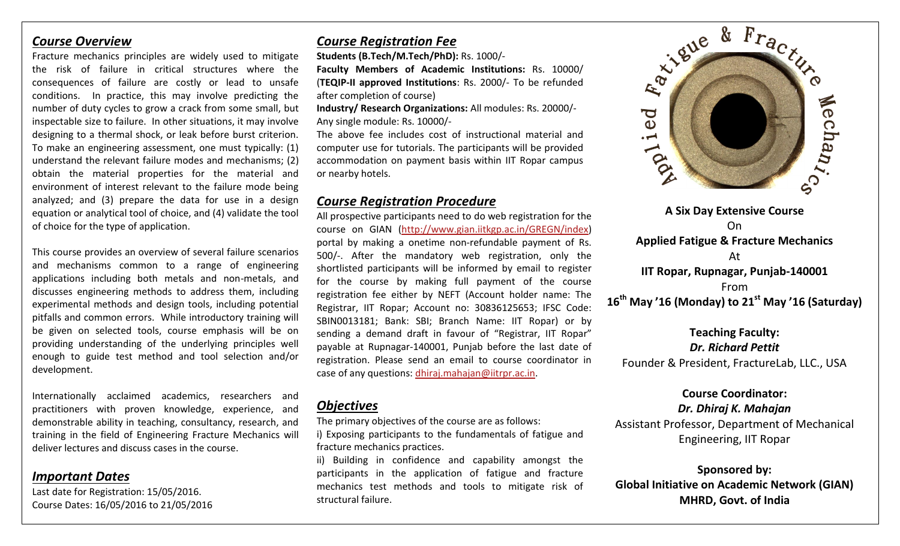## *Course Overview*

Fracture mechanics principles are widely used to mitigate the risk of failure in critical structures where the consequences of failure are costly or lead to unsafe conditions. In practice, this may involve predicting the number of duty cycles to grow a crack from some small, but inspectable size to failure. In other situations, it may involve designing to a thermal shock, or leak before burst criterion. To make an engineering assessment, one must typically: (1) understand the relevant failure modes and mechanisms; (2) obtain the material properties for the material and environment of interest relevant to the failure mode being analyzed; and (3) prepare the data for use in a design equation or analytical tool of choice, and (4) validate the tool of choice for the type of application.

This course provides an overview of several failure scenarios and mechanisms common to a range of engineering applications including both metals and non-metals, and discusses engineering methods to address them, including experimental methods and design tools, including potential pitfalls and common errors. While introductory training will be given on selected tools, course emphasis will be on providing understanding of the underlying principles well enough to guide test method and tool selection and/or development.

Internationally acclaimed academics, researchers and practitioners with proven knowledge, experience, and demonstrable ability in teaching, consultancy, research, and training in the field of Engineering Fracture Mechanics will deliver lectures and discuss cases in the course.

## *Important Dates*

Last date for Registration: 15/05/2016.
Course Dates: 16/05/2016 to 21/05/2016

## *Course Registration Fee*

**Students (B.Tech/M.Tech/PhD):** Rs. 1000/-
**Faculty Members of Academic Institutions:** Rs. 10000/ (**TEQIP-II approved Institutions**: Rs. 2000/- To be refunded after completion of course)
**Industry/ Research Organizations:** All modules: Rs. 20000/- Any single module: Rs. 10000/-
The above fee includes cost of instructional material and computer use for tutorials. The participants will be provided accommodation on payment basis within IIT Ropar campus or nearby hotels.

## *Course Registration Procedure*

All prospective participants need to do web registration for the course on GIAN (http://www.gian.iitkgp.ac.in/GREGN/index) portal by making a onetime non-refundable payment of Rs. 500/-. After the mandatory web registration, only the shortlisted participants will be informed by email to register for the course by making full payment of the course registration fee either by NEFT (Account holder name: The Registrar, IIT Ropar; Account no: 30836125653; IFSC Code: SBIN0013181; Bank: SBI; Branch Name: IIT Ropar) or by sending a demand draft in favour of "Registrar, IIT Ropar" payable at Rupnagar-140001, Punjab before the last date of registration. Please send an email to course coordinator in case of any questions: dhiraj.mahajan@iitrpr.ac.in.

## *Objectives*

The primary objectives of the course are as follows:
i) Exposing participants to the fundamentals of fatigue and fracture mechanics practices.
ii) Building in confidence and capability amongst the participants in the application of fatigue and fracture mechanics test methods and tools to mitigate risk of structural failure.

Applied Fatigue & Fracture Mechanics

**A Six Day Extensive Course**
On
**Applied Fatigue & Fracture Mechanics**
At
**IIT Ropar, Rupnagar, Punjab-140001**
From
**16th May '16 (Monday) to 21st May '16 (Saturday)**

**Teaching Faculty:**
***Dr. Richard Pettit***
Founder & President, FractureLab, LLC., USA

**Course Coordinator:**
***Dr. Dhiraj K. Mahajan***
Assistant Professor, Department of Mechanical Engineering, IIT Ropar

**Sponsored by:**
**Global Initiative on Academic Network (GIAN)**
**MHRD, Govt. of India**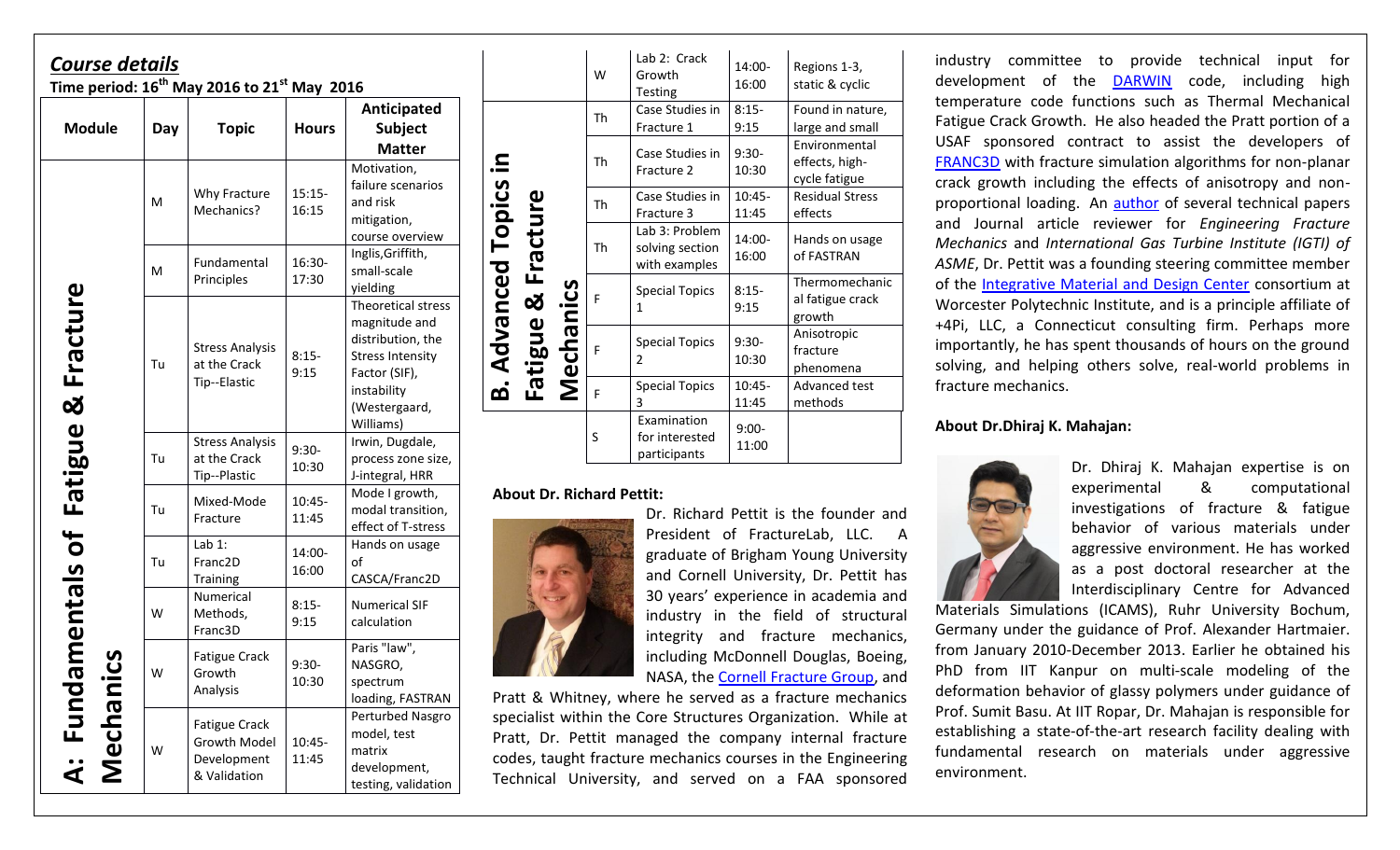## Course details

**Time period: 16th May 2016 to 21st May 2016**

| Module | Day | Topic | Hours | Anticipated Subject Matter |
|---|---|---|---|---|
| A: Fundamentals of Fatigue & Fracture Mechanics | M | Why Fracture Mechanics? | 15:15-16:15 | Motivation, failure scenarios and risk mitigation, course overview |
| | M | Fundamental Principles | 16:30-17:30 | Inglis,Griffith, small-scale yielding |
| | Tu | Stress Analysis at the Crack Tip--Elastic | 8:15-9:15 | Theoretical stress magnitude and distribution, the Stress Intensity Factor (SIF), instability (Westergaard, Williams) |
| | Tu | Stress Analysis at the Crack Tip--Plastic | 9:30-10:30 | Irwin, Dugdale, process zone size, J-integral, HRR |
| | Tu | Mixed-Mode Fracture | 10:45-11:45 | Mode I growth, modal transition, effect of T-stress |
| | Tu | Lab 1: Franc2D Training | 14:00-16:00 | Hands on usage of CASCA/Franc2D |
| | W | Numerical Methods, Franc3D | 8:15-9:15 | Numerical SIF calculation |
| | W | Fatigue Crack Growth Analysis | 9:30-10:30 | Paris "law", NASGRO, spectrum loading, FASTRAN |
| | W | Fatigue Crack Growth Model Development & Validation | 10:45-11:45 | Perturbed Nasgro model, test matrix development, testing, validation |
| | W | Lab 2: Crack Growth Testing | 14:00-16:00 | Regions 1-3, static & cyclic |
| B. Advanced Topics in Fatigue & Fracture Mechanics | Th | Case Studies in Fracture 1 | 8:15-9:15 | Found in nature, large and small |
| | Th | Case Studies in Fracture 2 | 9:30-10:30 | Environmental effects, high-cycle fatigue |
| | Th | Case Studies in Fracture 3 | 10:45-11:45 | Residual Stress effects |
| | Th | Lab 3: Problem solving section with examples | 14:00-16:00 | Hands on usage of FASTRAN |
| | F | Special Topics 1 | 8:15-9:15 | Thermomechanical fatigue crack growth |
| | F | Special Topics 2 | 9:30-10:30 | Anisotropic fracture phenomena |
| | F | Special Topics 3 | 10:45-11:45 | Advanced test methods |
| | S | Examination for interested participants | 9:00-11:00 | |

**About Dr. Richard Pettit:**

Dr. Richard Pettit is the founder and President of FractureLab, LLC. A graduate of Brigham Young University and Cornell University, Dr. Pettit has 30 years' experience in academia and industry in the field of structural integrity and fracture mechanics, including McDonnell Douglas, Boeing, NASA, the Cornell Fracture Group, and Pratt & Whitney, where he served as a fracture mechanics specialist within the Core Structures Organization. While at Pratt, Dr. Pettit managed the company internal fracture codes, taught fracture mechanics courses in the Engineering Technical University, and served on a FAA sponsored industry committee to provide technical input for development of the DARWIN code, including high temperature code functions such as Thermal Mechanical Fatigue Crack Growth. He also headed the Pratt portion of a USAF sponsored contract to assist the developers of FRANC3D with fracture simulation algorithms for non-planar crack growth including the effects of anisotropy and non-proportional loading. An author of several technical papers and Journal article reviewer for *Engineering Fracture Mechanics* and *International Gas Turbine Institute (IGTI) of ASME*, Dr. Pettit was a founding steering committee member of the Integrative Material and Design Center consortium at Worcester Polytechnic Institute, and is a principle affiliate of +4Pi, LLC, a Connecticut consulting firm. Perhaps more importantly, he has spent thousands of hours on the ground solving, and helping others solve, real-world problems in fracture mechanics.

**About Dr.Dhiraj K. Mahajan:**

Dr. Dhiraj K. Mahajan expertise is on experimental & computational investigations of fracture & fatigue behavior of various materials under aggressive environment. He has worked as a post doctoral researcher at the Interdisciplinary Centre for Advanced Materials Simulations (ICAMS), Ruhr University Bochum, Germany under the guidance of Prof. Alexander Hartmaier. from January 2010-December 2013. Earlier he obtained his PhD from IIT Kanpur on multi-scale modeling of the deformation behavior of glassy polymers under guidance of Prof. Sumit Basu. At IIT Ropar, Dr. Mahajan is responsible for establishing a state-of-the-art research facility dealing with fundamental research on materials under aggressive environment.